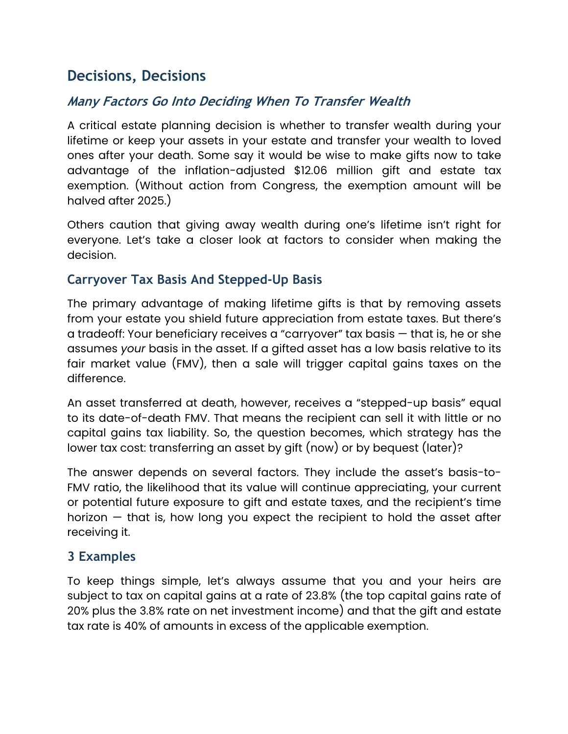## Decisions, Decisions

### *Many Factors Go Into Deciding When To Transfer Wealth*

A critical estate planning decision is whether to transfer wealth during your lifetime or keep your assets in your estate and transfer your wealth to loved ones after your death. Some say it would be wise to make gifts now to take advantage of the inflation-adjusted $12.06 million gift and estate tax exemption. (Without action from Congress, the exemption amount will be halved after 2025.)

Others caution that giving away wealth during one's lifetime isn't right for everyone. Let's take a closer look at factors to consider when making the decision.

### Carryover Tax Basis And Stepped-Up Basis

The primary advantage of making lifetime gifts is that by removing assets from your estate you shield future appreciation from estate taxes. But there's a tradeoff: Your beneficiary receives a "carryover" tax basis — that is, he or she assumes *your* basis in the asset. If a gifted asset has a low basis relative to its fair market value (FMV), then a sale will trigger capital gains taxes on the difference.

An asset transferred at death, however, receives a "stepped-up basis" equal to its date-of-death FMV. That means the recipient can sell it with little or no capital gains tax liability. So, the question becomes, which strategy has the lower tax cost: transferring an asset by gift (now) or by bequest (later)?

The answer depends on several factors. They include the asset's basis-to-FMV ratio, the likelihood that its value will continue appreciating, your current or potential future exposure to gift and estate taxes, and the recipient's time horizon — that is, how long you expect the recipient to hold the asset after receiving it.

### 3 Examples

To keep things simple, let's always assume that you and your heirs are subject to tax on capital gains at a rate of 23.8% (the top capital gains rate of 20% plus the 3.8% rate on net investment income) and that the gift and estate tax rate is 40% of amounts in excess of the applicable exemption.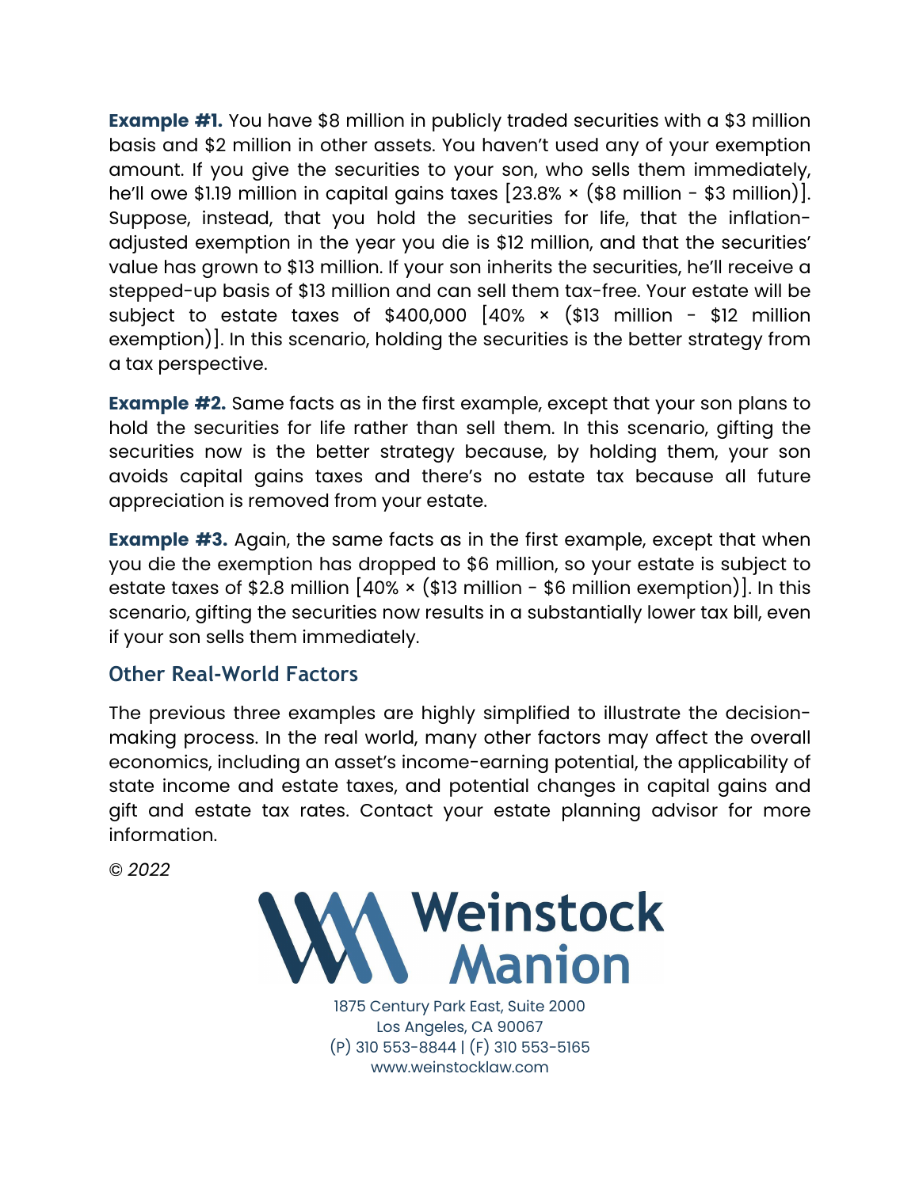**Example #1.** You have $8 million in publicly traded securities with a $3 million basis and $2 million in other assets. You haven't used any of your exemption amount. If you give the securities to your son, who sells them immediately, he'll owe $1.19 million in capital gains taxes [23.8% × ($8 million - $3 million)]. Suppose, instead, that you hold the securities for life, that the inflation-adjusted exemption in the year you die is $12 million, and that the securities' value has grown to $13 million. If your son inherits the securities, he'll receive a stepped-up basis of $13 million and can sell them tax-free. Your estate will be subject to estate taxes of $400,000 [40% × ($13 million - $12 million exemption)]. In this scenario, holding the securities is the better strategy from a tax perspective.

**Example #2.** Same facts as in the first example, except that your son plans to hold the securities for life rather than sell them. In this scenario, gifting the securities now is the better strategy because, by holding them, your son avoids capital gains taxes and there's no estate tax because all future appreciation is removed from your estate.

**Example #3.** Again, the same facts as in the first example, except that when you die the exemption has dropped to $6 million, so your estate is subject to estate taxes of $2.8 million [40% × ($13 million - $6 million exemption)]. In this scenario, gifting the securities now results in a substantially lower tax bill, even if your son sells them immediately.

## Other Real-World Factors

The previous three examples are highly simplified to illustrate the decision-making process. In the real world, many other factors may affect the overall economics, including an asset's income-earning potential, the applicability of state income and estate taxes, and potential changes in capital gains and gift and estate tax rates. Contact your estate planning advisor for more information.

*© 2022*

Weinstock Manion

1875 Century Park East, Suite 2000
Los Angeles, CA 90067
(P) 310 553-8844 | (F) 310 553-5165
www.weinstocklaw.com